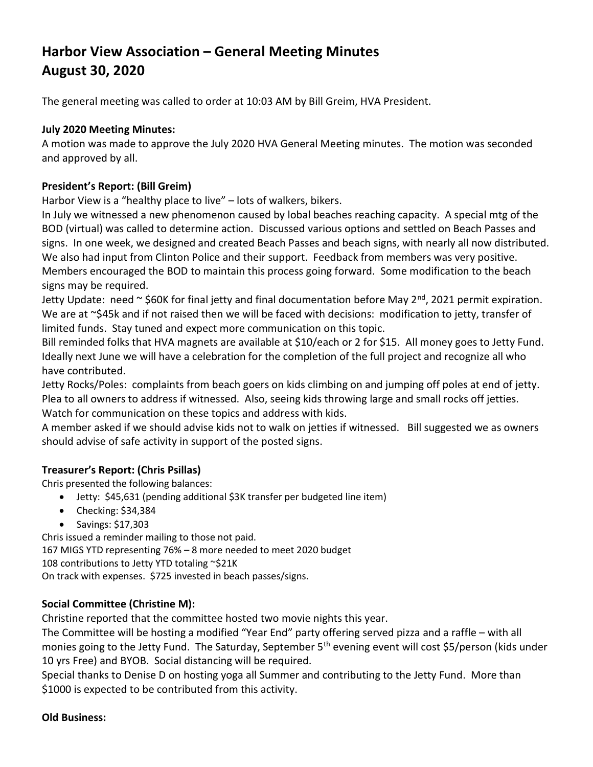# Harbor View Association – General Meeting Minutes
# August 30, 2020

The general meeting was called to order at 10:03 AM by Bill Greim, HVA President.

**July 2020 Meeting Minutes:**
A motion was made to approve the July 2020 HVA General Meeting minutes. The motion was seconded and approved by all.

**President's Report: (Bill Greim)**
Harbor View is a "healthy place to live" – lots of walkers, bikers.
In July we witnessed a new phenomenon caused by lobal beaches reaching capacity. A special mtg of the BOD (virtual) was called to determine action. Discussed various options and settled on Beach Passes and signs. In one week, we designed and created Beach Passes and beach signs, with nearly all now distributed. We also had input from Clinton Police and their support. Feedback from members was very positive. Members encouraged the BOD to maintain this process going forward. Some modification to the beach signs may be required.
Jetty Update: need ~ $60K for final jetty and final documentation before May 2nd, 2021 permit expiration. We are at ~$45k and if not raised then we will be faced with decisions: modification to jetty, transfer of limited funds. Stay tuned and expect more communication on this topic.
Bill reminded folks that HVA magnets are available at $10/each or 2 for $15. All money goes to Jetty Fund. Ideally next June we will have a celebration for the completion of the full project and recognize all who have contributed.
Jetty Rocks/Poles: complaints from beach goers on kids climbing on and jumping off poles at end of jetty. Plea to all owners to address if witnessed. Also, seeing kids throwing large and small rocks off jetties. Watch for communication on these topics and address with kids.
A member asked if we should advise kids not to walk on jetties if witnessed. Bill suggested we as owners should advise of safe activity in support of the posted signs.

**Treasurer's Report: (Chris Psillas)**
Chris presented the following balances:

- Jetty: $45,631 (pending additional $3K transfer per budgeted line item)
- Checking: $34,384
- Savings: $17,303

Chris issued a reminder mailing to those not paid.
167 MIGS YTD representing 76% – 8 more needed to meet 2020 budget
108 contributions to Jetty YTD totaling ~$21K
On track with expenses. $725 invested in beach passes/signs.

**Social Committee (Christine M):**
Christine reported that the committee hosted two movie nights this year.
The Committee will be hosting a modified "Year End" party offering served pizza and a raffle – with all monies going to the Jetty Fund. The Saturday, September 5th evening event will cost $5/person (kids under 10 yrs Free) and BYOB. Social distancing will be required.
Special thanks to Denise D on hosting yoga all Summer and contributing to the Jetty Fund. More than $1000 is expected to be contributed from this activity.

**Old Business:**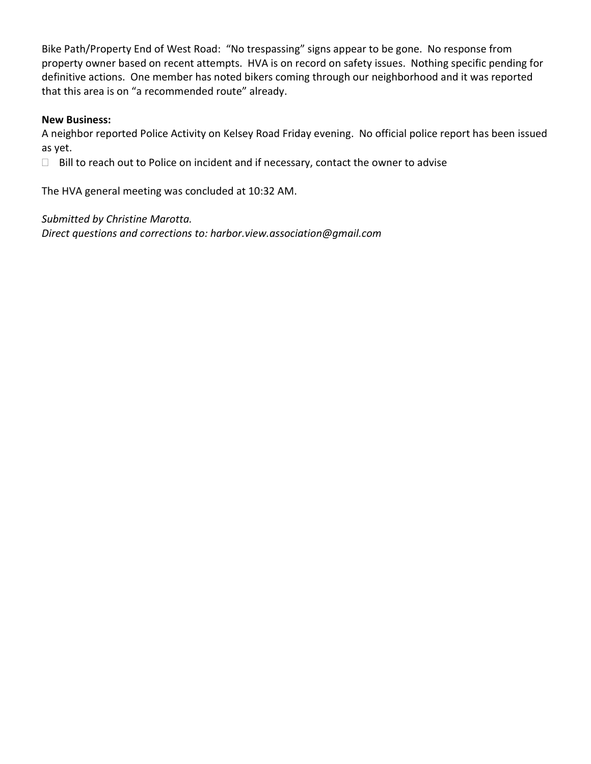Bike Path/Property End of West Road: "No trespassing" signs appear to be gone. No response from property owner based on recent attempts. HVA is on record on safety issues. Nothing specific pending for definitive actions. One member has noted bikers coming through our neighborhood and it was reported that this area is on "a recommended route" already.

**New Business:**

A neighbor reported Police Activity on Kelsey Road Friday evening. No official police report has been issued as yet.

- Bill to reach out to Police on incident and if necessary, contact the owner to advise

The HVA general meeting was concluded at 10:32 AM.

*Submitted by Christine Marotta.*
*Direct questions and corrections to: harbor.view.association@gmail.com*